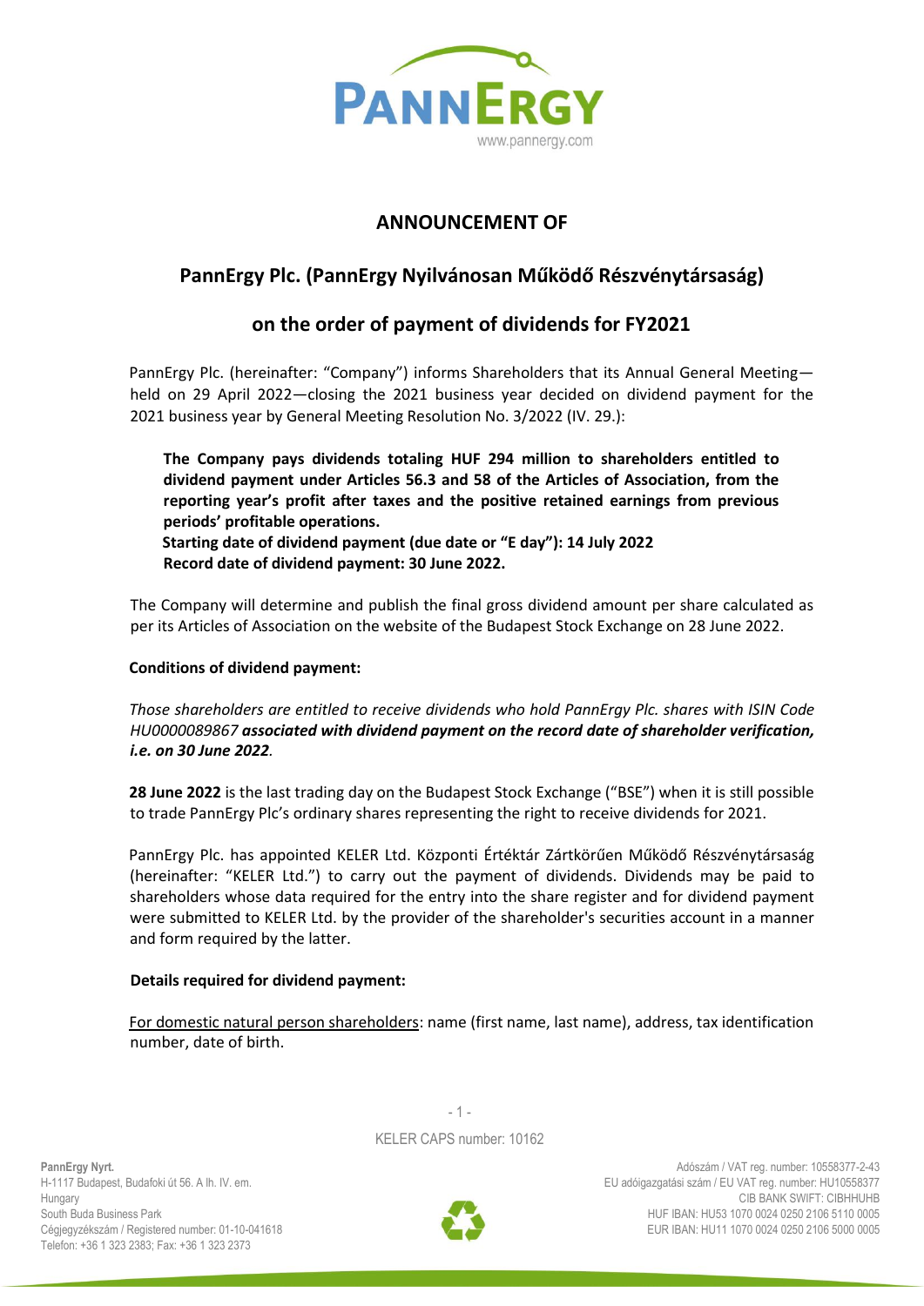# ANNOUNCEMENT OF

## PannErgy Plc. (PannErgy Nyilvánosan Működő Részvénytársaság)

## on the order of payment of dividends for FY2021

PannErgy Plc. (hereinafter: "Company") informs Shareholders that its Annual General Meeting—held on 29 April 2022—closing the 2021 business year decided on dividend payment for the 2021 business year by General Meeting Resolution No. 3/2022 (IV. 29.):

> **The Company pays dividends totaling HUF 294 million to shareholders entitled to dividend payment under Articles 56.3 and 58 of the Articles of Association, from the reporting year's profit after taxes and the positive retained earnings from previous periods' profitable operations.**
> **Starting date of dividend payment (due date or "E day"): 14 July 2022**
> **Record date of dividend payment: 30 June 2022.**

The Company will determine and publish the final gross dividend amount per share calculated as per its Articles of Association on the website of the Budapest Stock Exchange on 28 June 2022.

**Conditions of dividend payment:**

*Those shareholders are entitled to receive dividends who hold PannErgy Plc. shares with ISIN Code HU0000089867* ***associated with dividend payment on the record date of shareholder verification, i.e. on 30 June 2022****.*

**28 June 2022** is the last trading day on the Budapest Stock Exchange ("BSE") when it is still possible to trade PannErgy Plc's ordinary shares representing the right to receive dividends for 2021.

PannErgy Plc. has appointed KELER Ltd. Központi Értéktár Zártkörűen Működő Részvénytársaság (hereinafter: "KELER Ltd.") to carry out the payment of dividends. Dividends may be paid to shareholders whose data required for the entry into the share register and for dividend payment were submitted to KELER Ltd. by the provider of the shareholder's securities account in a manner and form required by the latter.

**Details required for dividend payment:**

For domestic natural person shareholders: name (first name, last name), address, tax identification number, date of birth.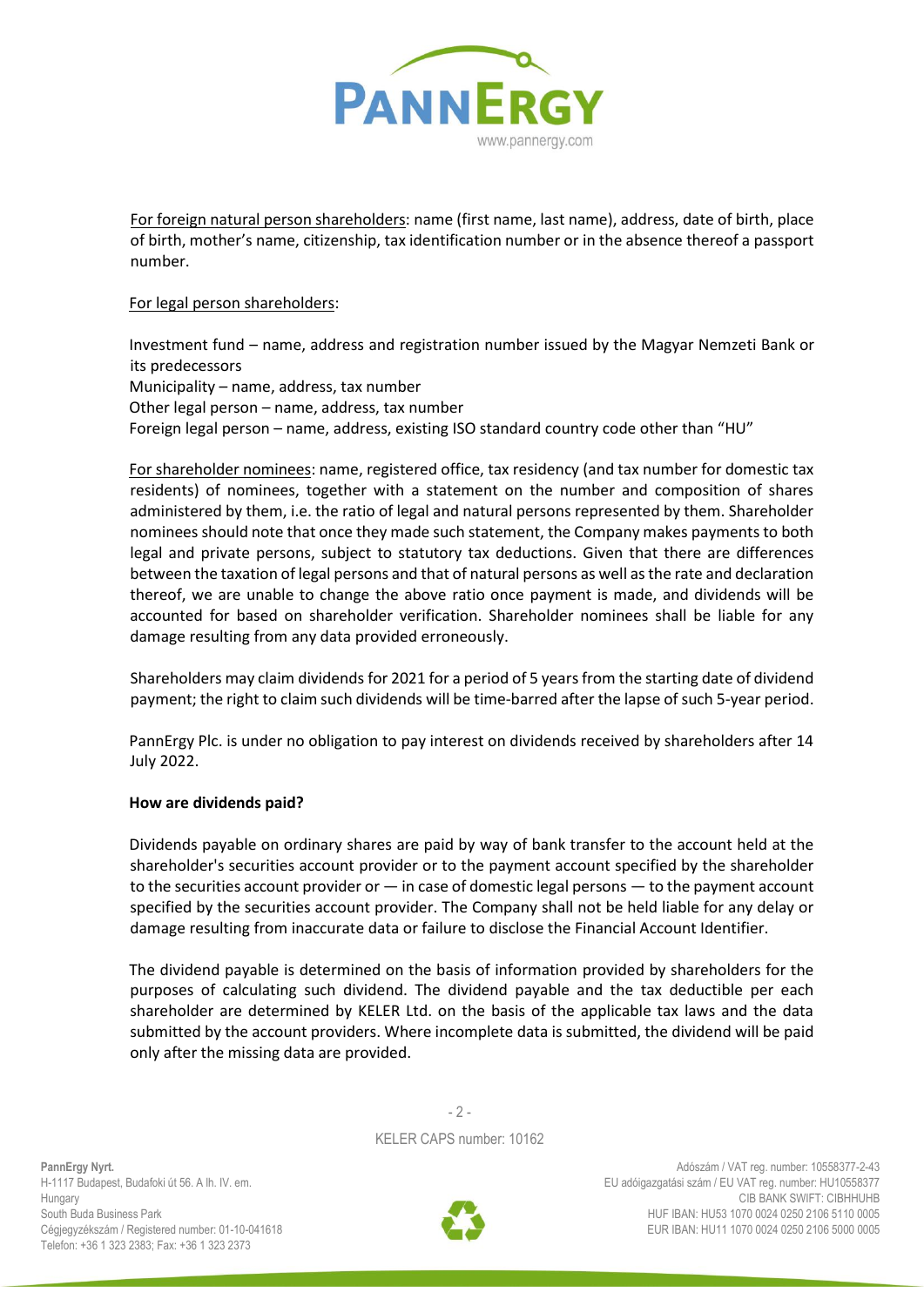<u>For foreign natural person shareholders</u>: name (first name, last name), address, date of birth, place of birth, mother's name, citizenship, tax identification number or in the absence thereof a passport number.

<u>For legal person shareholders</u>:

Investment fund – name, address and registration number issued by the Magyar Nemzeti Bank or its predecessors
Municipality – name, address, tax number
Other legal person – name, address, tax number
Foreign legal person – name, address, existing ISO standard country code other than "HU"

<u>For shareholder nominees</u>: name, registered office, tax residency (and tax number for domestic tax residents) of nominees, together with a statement on the number and composition of shares administered by them, i.e. the ratio of legal and natural persons represented by them. Shareholder nominees should note that once they made such statement, the Company makes payments to both legal and private persons, subject to statutory tax deductions. Given that there are differences between the taxation of legal persons and that of natural persons as well as the rate and declaration thereof, we are unable to change the above ratio once payment is made, and dividends will be accounted for based on shareholder verification. Shareholder nominees shall be liable for any damage resulting from any data provided erroneously.

Shareholders may claim dividends for 2021 for a period of 5 years from the starting date of dividend payment; the right to claim such dividends will be time-barred after the lapse of such 5-year period.

PannErgy Plc. is under no obligation to pay interest on dividends received by shareholders after 14 July 2022.

**How are dividends paid?**

Dividends payable on ordinary shares are paid by way of bank transfer to the account held at the shareholder's securities account provider or to the payment account specified by the shareholder to the securities account provider or — in case of domestic legal persons — to the payment account specified by the securities account provider. The Company shall not be held liable for any delay or damage resulting from inaccurate data or failure to disclose the Financial Account Identifier.

The dividend payable is determined on the basis of information provided by shareholders for the purposes of calculating such dividend. The dividend payable and the tax deductible per each shareholder are determined by KELER Ltd. on the basis of the applicable tax laws and the data submitted by the account providers. Where incomplete data is submitted, the dividend will be paid only after the missing data are provided.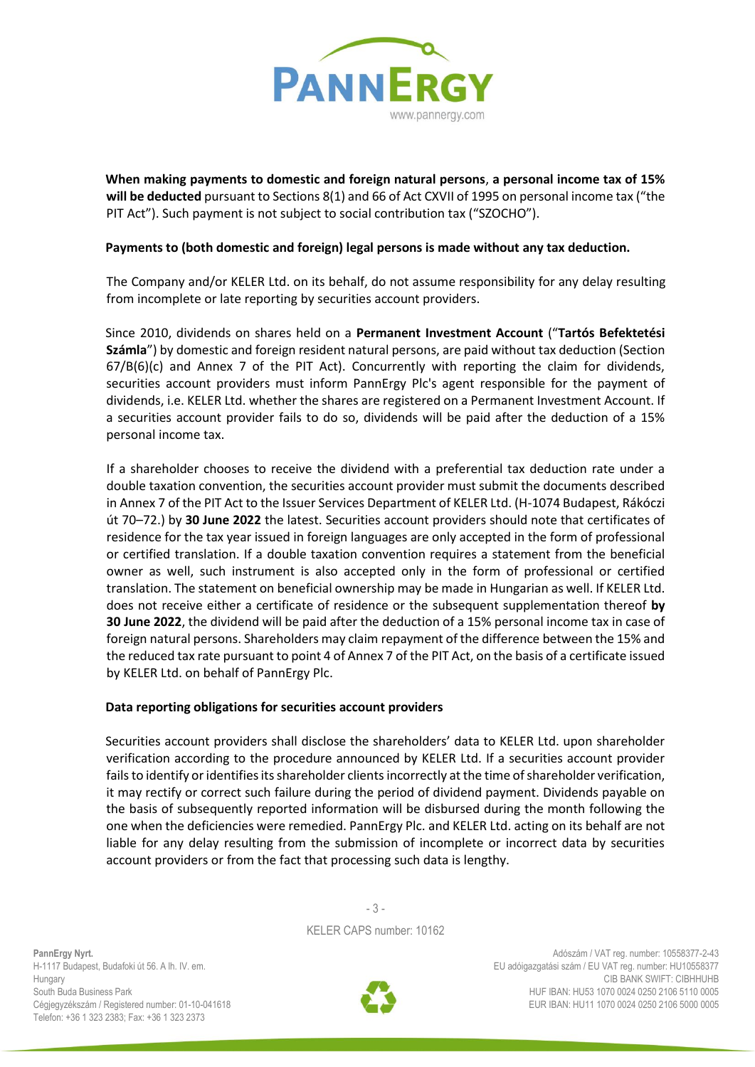**When making payments to domestic and foreign natural persons**, **a personal income tax of 15% will be deducted** pursuant to Sections 8(1) and 66 of Act CXVII of 1995 on personal income tax ("the PIT Act"). Such payment is not subject to social contribution tax ("SZOCHO").

**Payments to (both domestic and foreign) legal persons is made without any tax deduction.**

The Company and/or KELER Ltd. on its behalf, do not assume responsibility for any delay resulting from incomplete or late reporting by securities account providers.

Since 2010, dividends on shares held on a **Permanent Investment Account** ("**Tartós Befektetési Számla**") by domestic and foreign resident natural persons, are paid without tax deduction (Section 67/B(6)(c) and Annex 7 of the PIT Act). Concurrently with reporting the claim for dividends, securities account providers must inform PannErgy Plc's agent responsible for the payment of dividends, i.e. KELER Ltd. whether the shares are registered on a Permanent Investment Account. If a securities account provider fails to do so, dividends will be paid after the deduction of a 15% personal income tax.

If a shareholder chooses to receive the dividend with a preferential tax deduction rate under a double taxation convention, the securities account provider must submit the documents described in Annex 7 of the PIT Act to the Issuer Services Department of KELER Ltd. (H-1074 Budapest, Rákóczi út 70–72.) by **30 June 2022** the latest. Securities account providers should note that certificates of residence for the tax year issued in foreign languages are only accepted in the form of professional or certified translation. If a double taxation convention requires a statement from the beneficial owner as well, such instrument is also accepted only in the form of professional or certified translation. The statement on beneficial ownership may be made in Hungarian as well. If KELER Ltd. does not receive either a certificate of residence or the subsequent supplementation thereof **by 30 June 2022**, the dividend will be paid after the deduction of a 15% personal income tax in case of foreign natural persons. Shareholders may claim repayment of the difference between the 15% and the reduced tax rate pursuant to point 4 of Annex 7 of the PIT Act, on the basis of a certificate issued by KELER Ltd. on behalf of PannErgy Plc.

**Data reporting obligations for securities account providers**

Securities account providers shall disclose the shareholders' data to KELER Ltd. upon shareholder verification according to the procedure announced by KELER Ltd. If a securities account provider fails to identify or identifies its shareholder clients incorrectly at the time of shareholder verification, it may rectify or correct such failure during the period of dividend payment. Dividends payable on the basis of subsequently reported information will be disbursed during the month following the one when the deficiencies were remedied. PannErgy Plc. and KELER Ltd. acting on its behalf are not liable for any delay resulting from the submission of incomplete or incorrect data by securities account providers or from the fact that processing such data is lengthy.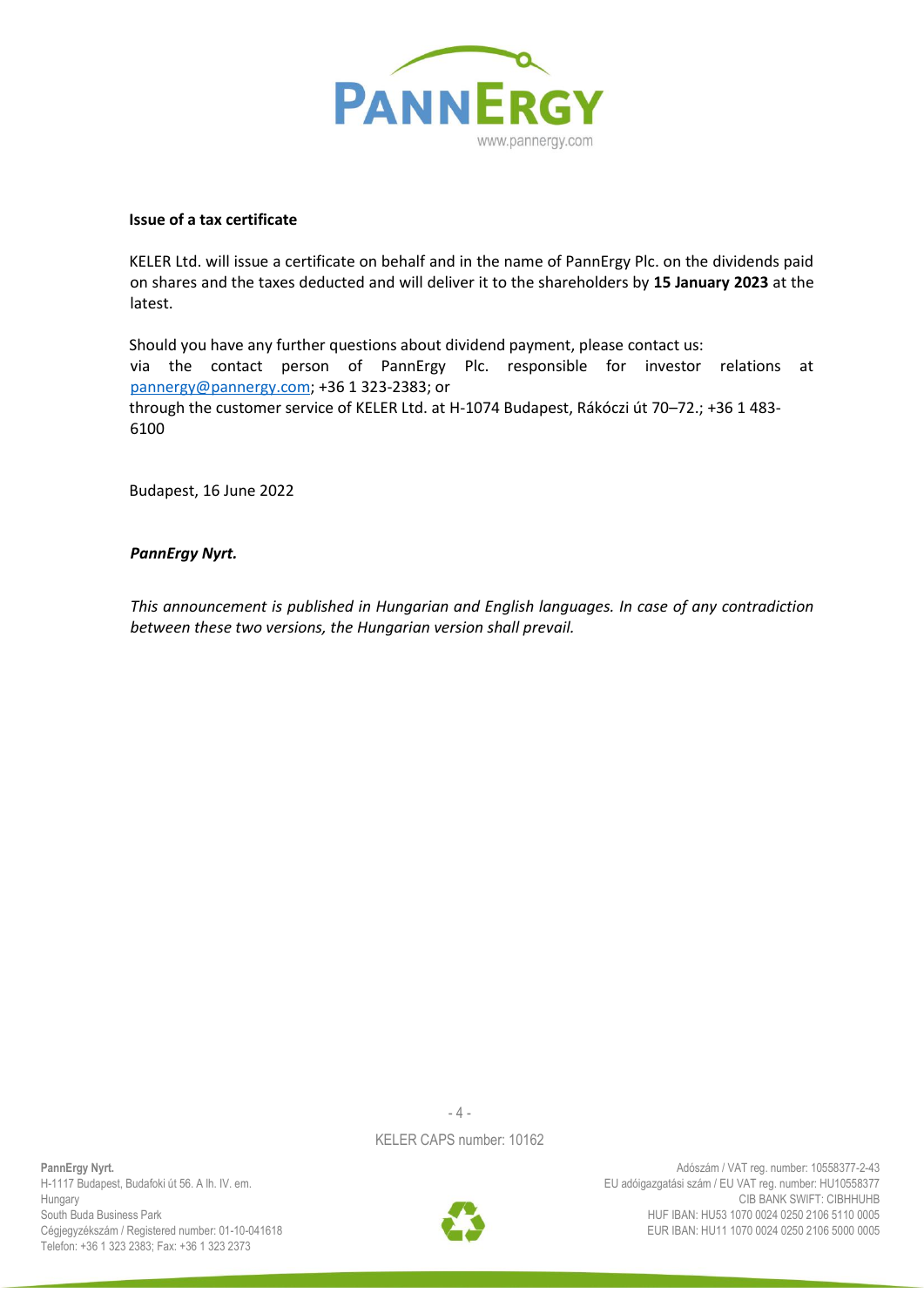**Issue of a tax certificate**

KELER Ltd. will issue a certificate on behalf and in the name of PannErgy Plc. on the dividends paid on shares and the taxes deducted and will deliver it to the shareholders by **15 January 2023** at the latest.

Should you have any further questions about dividend payment, please contact us:
via the contact person of PannErgy Plc. responsible for investor relations at pannergy@pannergy.com; +36 1 323-2383; or
through the customer service of KELER Ltd. at H-1074 Budapest, Rákóczi út 70–72.; +36 1 483-6100

Budapest, 16 June 2022

***PannErgy Nyrt.***

*This announcement is published in Hungarian and English languages. In case of any contradiction between these two versions, the Hungarian version shall prevail.*